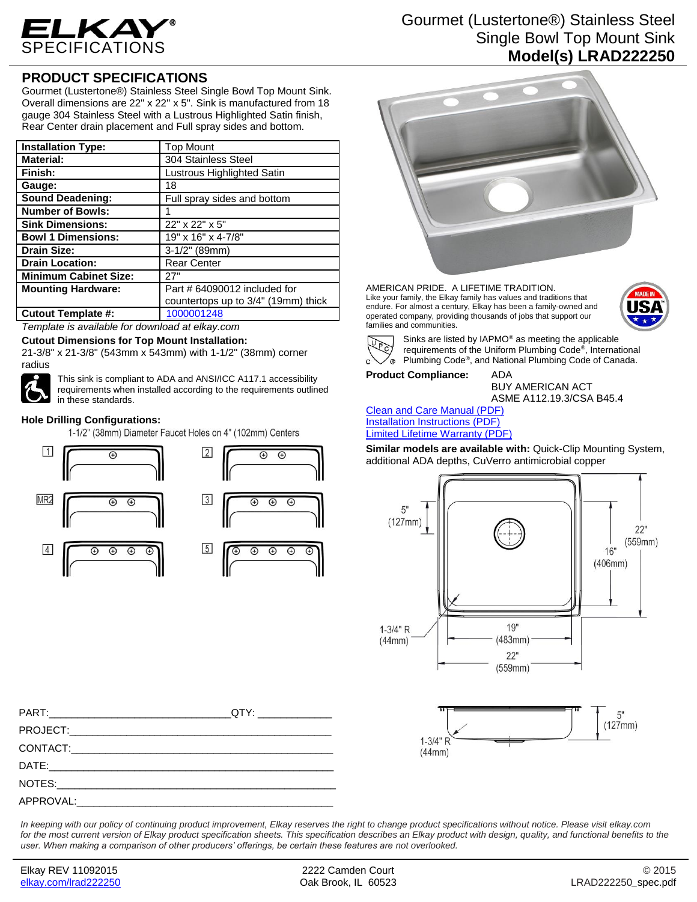# ELKAY SPECIFICATIONS

## Gourmet (Lustertone®) Stainless Steel Single Bowl Top Mount Sink
**Model(s) LRAD222250**

## PRODUCT SPECIFICATIONS

Gourmet (Lustertone®) Stainless Steel Single Bowl Top Mount Sink. Overall dimensions are 22" x 22" x 5". Sink is manufactured from 18 gauge 304 Stainless Steel with a Lustrous Highlighted Satin finish, Rear Center drain placement and Full spray sides and bottom.

| | |
|---|---|
| **Installation Type:** | Top Mount |
| **Material:** | 304 Stainless Steel |
| **Finish:** | Lustrous Highlighted Satin |
| **Gauge:** | 18 |
| **Sound Deadening:** | Full spray sides and bottom |
| **Number of Bowls:** | 1 |
| **Sink Dimensions:** | 22" x 22" x 5" |
| **Bowl 1 Dimensions:** | 19" x 16" x 4-7/8" |
| **Drain Size:** | 3-1/2" (89mm) |
| **Drain Location:** | Rear Center |
| **Minimum Cabinet Size:** | 27" |
| **Mounting Hardware:** | Part # 64090012 included for countertops up to 3/4" (19mm) thick |
| **Cutout Template #:** | 1000001248 |

*Template is available for download at elkay.com*

**Cutout Dimensions for Top Mount Installation:**
21-3/8" x 21-3/8" (543mm x 543mm) with 1-1/2" (38mm) corner radius

This sink is compliant to ADA and ANSI/ICC A117.1 accessibility requirements when installed according to the requirements outlined in these standards.

**Hole Drilling Configurations:**
1-1/2" (38mm) Diameter Faucet Holes on 4" (102mm) Centers

1, 2, MR2, 3, 4, 5

AMERICAN PRIDE. A LIFETIME TRADITION.
Like your family, the Elkay family has values and traditions that endure. For almost a century, Elkay has been a family-owned and operated company, providing thousands of jobs that support our families and communities.

MADE IN USA

Sinks are listed by IAPMO® as meeting the applicable requirements of the Uniform Plumbing Code®, International Plumbing Code®, and National Plumbing Code of Canada.

**Product Compliance:** ADA
BUY AMERICAN ACT
ASME A112.19.3/CSA B45.4

Clean and Care Manual (PDF)
Installation Instructions (PDF)
Limited Lifetime Warranty (PDF)

**Similar models are available with:** Quick-Clip Mounting System, additional ADA depths, CuVerro antimicrobial copper

5" (127mm)
22" (559mm)
16" (406mm)
1-3/4" R (44mm)
19" (483mm)
22" (559mm)

1-3/4" R (44mm)
5" (127mm)

PART:_______________________________ QTY: ____________
PROJECT:______________________________________________
CONTACT:______________________________________________
DATE:_________________________________________________
NOTES:________________________________________________
APPROVAL:_____________________________________________

*In keeping with our policy of continuing product improvement, Elkay reserves the right to change product specifications without notice. Please visit elkay.com for the most current version of Elkay product specification sheets. This specification describes an Elkay product with design, quality, and functional benefits to the user. When making a comparison of other producers' offerings, be certain these features are not overlooked.*

Elkay REV 11092015 | 2222 Camden Court, Oak Brook, IL 60523 | © 2015
elkay.com/lrad222250 | LRAD222250_spec.pdf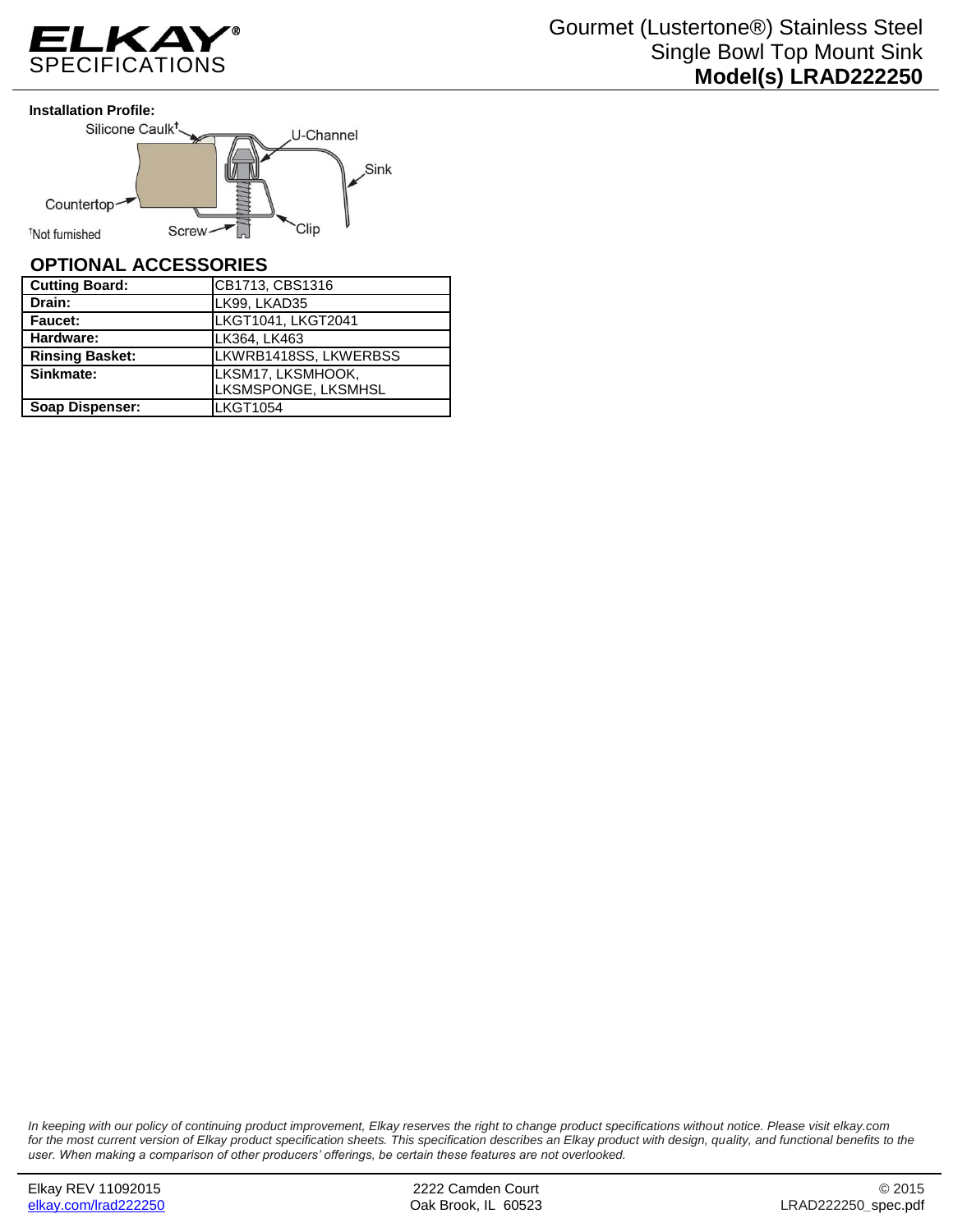# Gourmet (Lustertone®) Stainless Steel Single Bowl Top Mount Sink
## Model(s) LRAD222250

**Installation Profile:**

Silicone Caulk†

U-Channel

Sink

Countertop

Screw

Clip

†Not furnished

## OPTIONAL ACCESSORIES

| | |
|---|---|
| **Cutting Board:** | CB1713, CBS1316 |
| **Drain:** | LK99, LKAD35 |
| **Faucet:** | LKGT1041, LKGT2041 |
| **Hardware:** | LK364, LK463 |
| **Rinsing Basket:** | LKWRB1418SS, LKWERBSS |
| **Sinkmate:** | LKSM17, LKSMHOOK, LKSMSPONGE, LKSMHSL |
| **Soap Dispenser:** | LKGT1054 |

*In keeping with our policy of continuing product improvement, Elkay reserves the right to change product specifications without notice. Please visit elkay.com for the most current version of Elkay product specification sheets. This specification describes an Elkay product with design, quality, and functional benefits to the user. When making a comparison of other producers' offerings, be certain these features are not overlooked.*

Elkay REV 11092015
elkay.com/lrad222250

2222 Camden Court
Oak Brook, IL 60523

© 2015
LRAD222250_spec.pdf